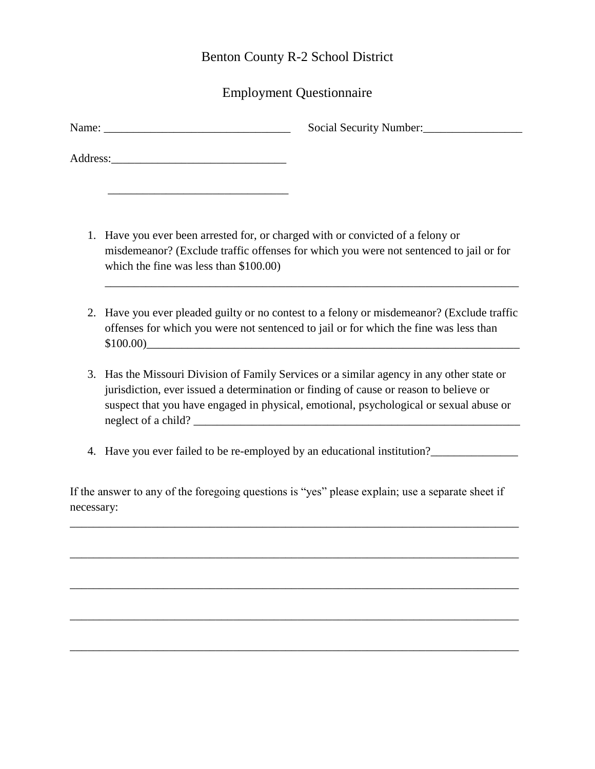# Benton County R-2 School District

## Employment Questionnaire

Name: ________________________________ Social Security Number:_________________

Address:______________________________

______________________________

1. Have you ever been arrested for, or charged with or convicted of a felony or misdemeanor? (Exclude traffic offenses for which you were not sentenced to jail or for which the fine was less than $100.00)

   ________________________________________________________________________

2. Have you ever pleaded guilty or no contest to a felony or misdemeanor? (Exclude traffic offenses for which you were not sentenced to jail or for which the fine was less than $100.00)____________________________________________________________

3. Has the Missouri Division of Family Services or a similar agency in any other state or jurisdiction, ever issued a determination or finding of cause or reason to believe or suspect that you have engaged in physical, emotional, psychological or sexual abuse or neglect of a child? ___________________________________________________________

4. Have you ever failed to be re-employed by an educational institution?_______________

If the answer to any of the foregoing questions is "yes" please explain; use a separate sheet if necessary:

______________________________________________________________________________

______________________________________________________________________________

______________________________________________________________________________

______________________________________________________________________________

______________________________________________________________________________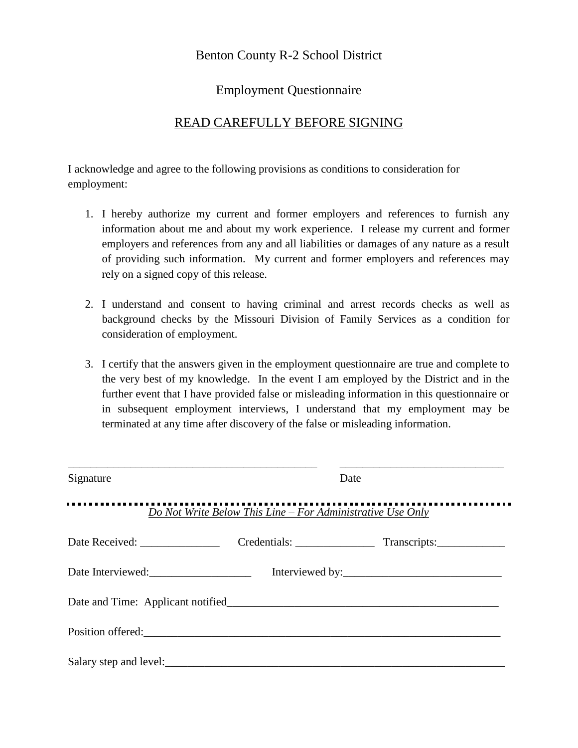Benton County R-2 School District

Employment Questionnaire

READ CAREFULLY BEFORE SIGNING

I acknowledge and agree to the following provisions as conditions to consideration for employment:

1. I hereby authorize my current and former employers and references to furnish any information about me and about my work experience. I release my current and former employers and references from any and all liabilities or damages of any nature as a result of providing such information. My current and former employers and references may rely on a signed copy of this release.

2. I understand and consent to having criminal and arrest records checks as well as background checks by the Missouri Division of Family Services as a condition for consideration of employment.

3. I certify that the answers given in the employment questionnaire are true and complete to the very best of my knowledge. In the event I am employed by the District and in the further event that I have provided false or misleading information in this questionnaire or in subsequent employment interviews, I understand that my employment may be terminated at any time after discovery of the false or misleading information.

_____________________________________________ _____________________________

Signature Date

*Do Not Write Below This Line – For Administrative Use Only*

Date Received: ______________ Credentials: ______________ Transcripts:____________

Date Interviewed:__________________ Interviewed by:____________________________

Date and Time: Applicant notified_________________________________________________

Position offered:__________________________________________________________________

Salary step and level:______________________________________________________________